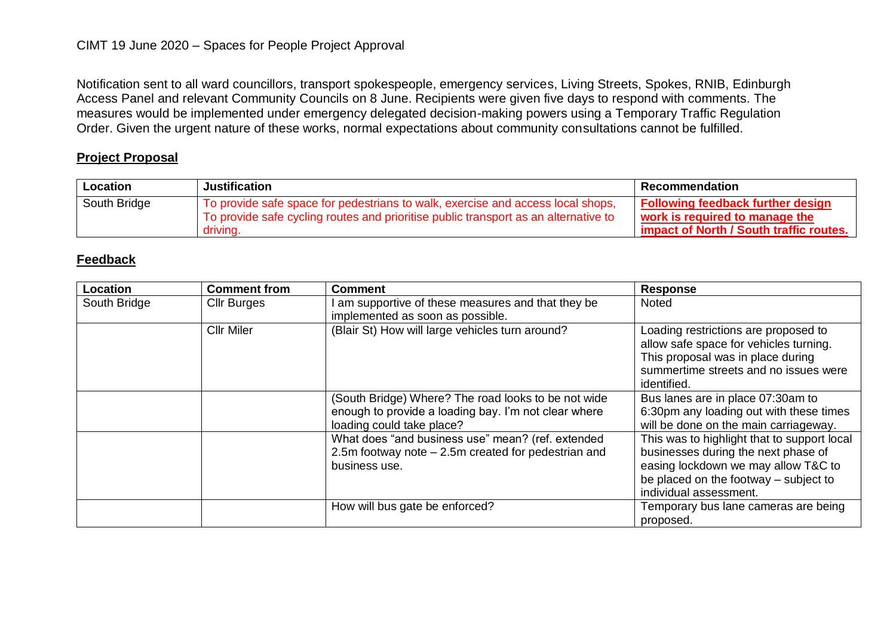CIMT 19 June 2020 – Spaces for People Project Approval

Notification sent to all ward councillors, transport spokespeople, emergency services, Living Streets, Spokes, RNIB, Edinburgh Access Panel and relevant Community Councils on 8 June. Recipients were given five days to respond with comments. The measures would be implemented under emergency delegated decision-making powers using a Temporary Traffic Regulation Order. Given the urgent nature of these works, normal expectations about community consultations cannot be fulfilled.

## Project Proposal

| Location | Justification | Recommendation |
|---|---|---|
| South Bridge | To provide safe space for pedestrians to walk, exercise and access local shops. To provide safe cycling routes and prioritise public transport as an alternative to driving. | **Following feedback further design work is required to manage the impact of North / South traffic routes.** |

## Feedback

| Location | Comment from | Comment | Response |
|---|---|---|---|
| South Bridge | Cllr Burges | I am supportive of these measures and that they be implemented as soon as possible. | Noted |
| | Cllr Miler | (Blair St) How will large vehicles turn around? | Loading restrictions are proposed to allow safe space for vehicles turning. This proposal was in place during summertime streets and no issues were identified. |
| | | (South Bridge) Where? The road looks to be not wide enough to provide a loading bay. I'm not clear where loading could take place? | Bus lanes are in place 07:30am to 6:30pm any loading out with these times will be done on the main carriageway. |
| | | What does "and business use" mean? (ref. extended 2.5m footway note – 2.5m created for pedestrian and business use. | This was to highlight that to support local businesses during the next phase of easing lockdown we may allow T&C to be placed on the footway – subject to individual assessment. |
| | | How will bus gate be enforced? | Temporary bus lane cameras are being proposed. |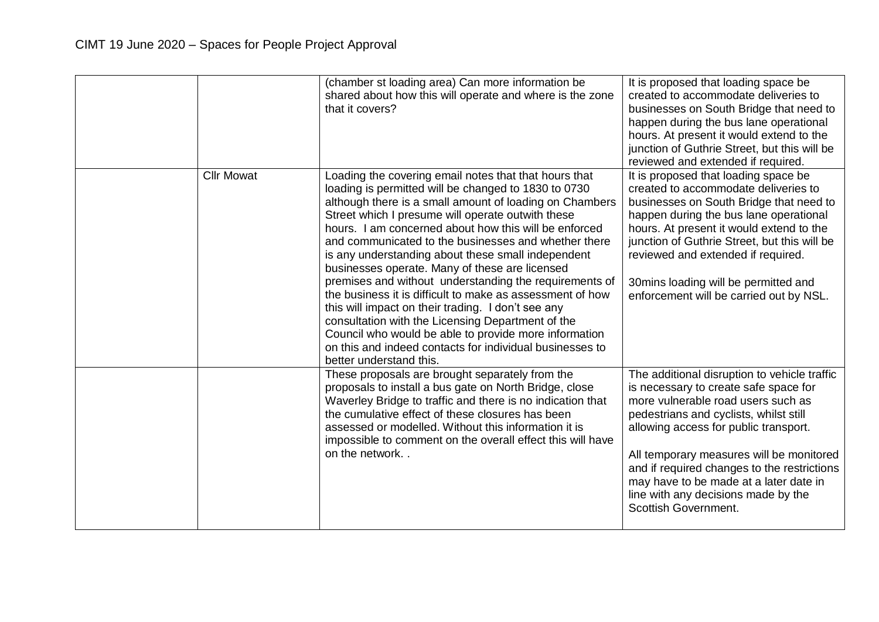| | | | |
|---|---|---|---|
| | | (chamber st loading area) Can more information be shared about how this will operate and where is the zone that it covers? | It is proposed that loading space be created to accommodate deliveries to businesses on South Bridge that need to happen during the bus lane operational hours. At present it would extend to the junction of Guthrie Street, but this will be reviewed and extended if required. |
| | Cllr Mowat | Loading the covering email notes that that hours that loading is permitted will be changed to 1830 to 0730 although there is a small amount of loading on Chambers Street which I presume will operate outwith these hours. I am concerned about how this will be enforced and communicated to the businesses and whether there is any understanding about these small independent businesses operate. Many of these are licensed premises and without understanding the requirements of the business it is difficult to make as assessment of how this will impact on their trading. I don't see any consultation with the Licensing Department of the Council who would be able to provide more information on this and indeed contacts for individual businesses to better understand this. | It is proposed that loading space be created to accommodate deliveries to businesses on South Bridge that need to happen during the bus lane operational hours. At present it would extend to the junction of Guthrie Street, but this will be reviewed and extended if required.<br><br>30mins loading will be permitted and enforcement will be carried out by NSL. |
| | | These proposals are brought separately from the proposals to install a bus gate on North Bridge, close Waverley Bridge to traffic and there is no indication that the cumulative effect of these closures has been assessed or modelled. Without this information it is impossible to comment on the overall effect this will have on the network. . | The additional disruption to vehicle traffic is necessary to create safe space for more vulnerable road users such as pedestrians and cyclists, whilst still allowing access for public transport.<br><br>All temporary measures will be monitored and if required changes to the restrictions may have to be made at a later date in line with any decisions made by the Scottish Government. |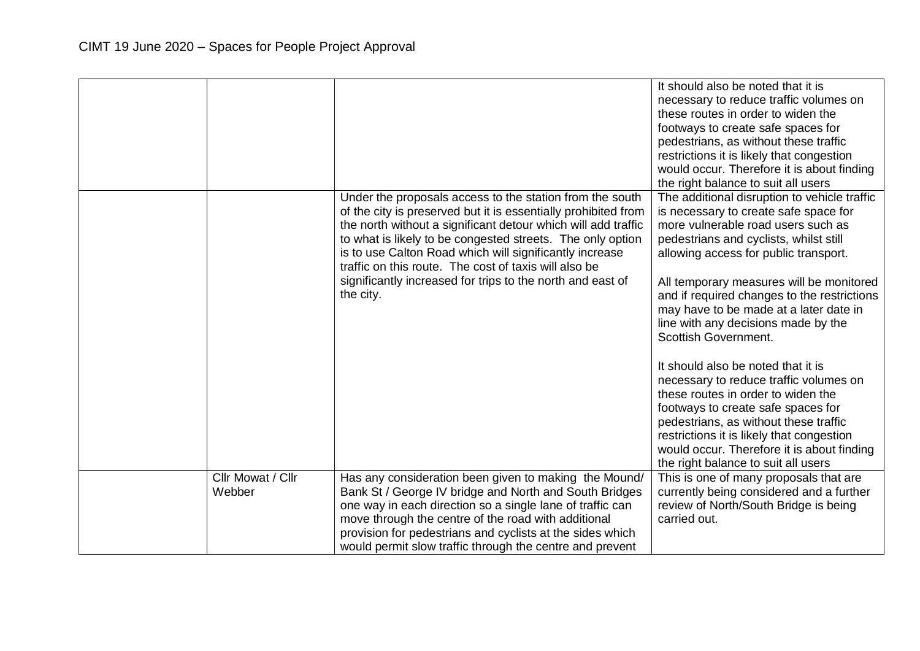| | | | |
|---|---|---|---|
| | | | It should also be noted that it is necessary to reduce traffic volumes on these routes in order to widen the footways to create safe spaces for pedestrians, as without these traffic restrictions it is likely that congestion would occur. Therefore it is about finding the right balance to suit all users |
| | | Under the proposals access to the station from the south of the city is preserved but it is essentially prohibited from the north without a significant detour which will add traffic to what is likely to be congested streets. The only option is to use Calton Road which will significantly increase traffic on this route. The cost of taxis will also be significantly increased for trips to the north and east of the city. | The additional disruption to vehicle traffic is necessary to create safe space for more vulnerable road users such as pedestrians and cyclists, whilst still allowing access for public transport.<br><br>All temporary measures will be monitored and if required changes to the restrictions may have to be made at a later date in line with any decisions made by the Scottish Government.<br><br>It should also be noted that it is necessary to reduce traffic volumes on these routes in order to widen the footways to create safe spaces for pedestrians, as without these traffic restrictions it is likely that congestion would occur. Therefore it is about finding the right balance to suit all users |
| | Cllr Mowat / Cllr Webber | Has any consideration been given to making the Mound/ Bank St / George IV bridge and North and South Bridges one way in each direction so a single lane of traffic can move through the centre of the road with additional provision for pedestrians and cyclists at the sides which would permit slow traffic through the centre and prevent | This is one of many proposals that are currently being considered and a further review of North/South Bridge is being carried out. |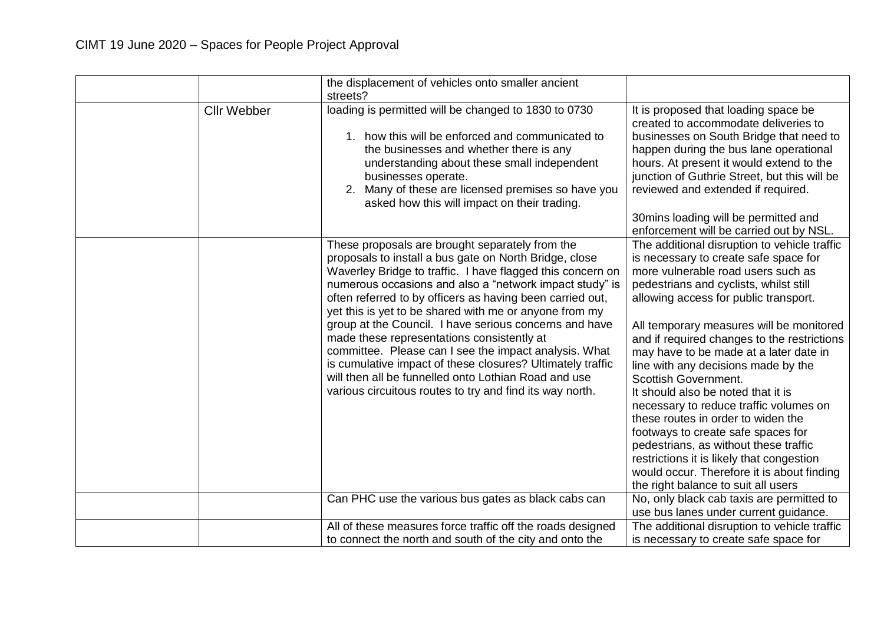# CIMT 19 June 2020 – Spaces for People Project Approval

| | | | |
|---|---|---|---|
| | | the displacement of vehicles onto smaller ancient streets? | |
| | Cllr Webber | loading is permitted will be changed to 1830 to 0730<br><br>1. how this will be enforced and communicated to the businesses and whether there is any understanding about these small independent businesses operate.<br>2. Many of these are licensed premises so have you asked how this will impact on their trading. | It is proposed that loading space be created to accommodate deliveries to businesses on South Bridge that need to happen during the bus lane operational hours. At present it would extend to the junction of Guthrie Street, but this will be reviewed and extended if required.<br><br>30mins loading will be permitted and enforcement will be carried out by NSL. |
| | | These proposals are brought separately from the proposals to install a bus gate on North Bridge, close Waverley Bridge to traffic. I have flagged this concern on numerous occasions and also a "network impact study" is often referred to by officers as having been carried out, yet this is yet to be shared with me or anyone from my group at the Council. I have serious concerns and have made these representations consistently at committee. Please can I see the impact analysis. What is cumulative impact of these closures? Ultimately traffic will then all be funnelled onto Lothian Road and use various circuitous routes to try and find its way north. | The additional disruption to vehicle traffic is necessary to create safe space for more vulnerable road users such as pedestrians and cyclists, whilst still allowing access for public transport.<br><br>All temporary measures will be monitored and if required changes to the restrictions may have to be made at a later date in line with any decisions made by the Scottish Government.<br>It should also be noted that it is necessary to reduce traffic volumes on these routes in order to widen the footways to create safe spaces for pedestrians, as without these traffic restrictions it is likely that congestion would occur. Therefore it is about finding the right balance to suit all users |
| | | Can PHC use the various bus gates as black cabs can | No, only black cab taxis are permitted to use bus lanes under current guidance. |
| | | All of these measures force traffic off the roads designed to connect the north and south of the city and onto the | The additional disruption to vehicle traffic is necessary to create safe space for |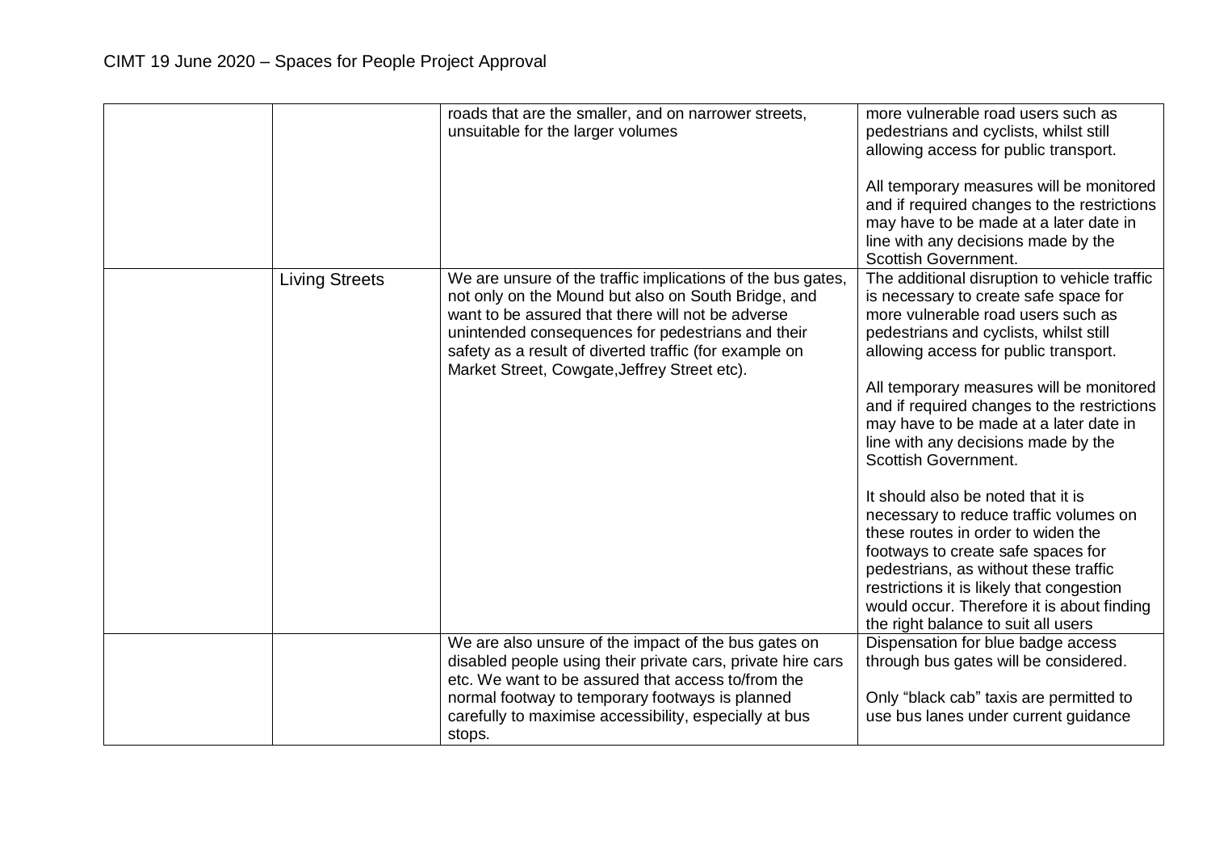| | | | |
|---|---|---|---|
| | | roads that are the smaller, and on narrower streets, unsuitable for the larger volumes | more vulnerable road users such as pedestrians and cyclists, whilst still allowing access for public transport.<br><br>All temporary measures will be monitored and if required changes to the restrictions may have to be made at a later date in line with any decisions made by the Scottish Government. |
| | Living Streets | We are unsure of the traffic implications of the bus gates, not only on the Mound but also on South Bridge, and want to be assured that there will not be adverse unintended consequences for pedestrians and their safety as a result of diverted traffic (for example on Market Street, Cowgate,Jeffrey Street etc). | The additional disruption to vehicle traffic is necessary to create safe space for more vulnerable road users such as pedestrians and cyclists, whilst still allowing access for public transport.<br><br>All temporary measures will be monitored and if required changes to the restrictions may have to be made at a later date in line with any decisions made by the Scottish Government.<br><br>It should also be noted that it is necessary to reduce traffic volumes on these routes in order to widen the footways to create safe spaces for pedestrians, as without these traffic restrictions it is likely that congestion would occur. Therefore it is about finding the right balance to suit all users |
| | | We are also unsure of the impact of the bus gates on disabled people using their private cars, private hire cars etc. We want to be assured that access to/from the normal footway to temporary footways is planned carefully to maximise accessibility, especially at bus stops. | Dispensation for blue badge access through bus gates will be considered.<br><br>Only "black cab" taxis are permitted to use bus lanes under current guidance |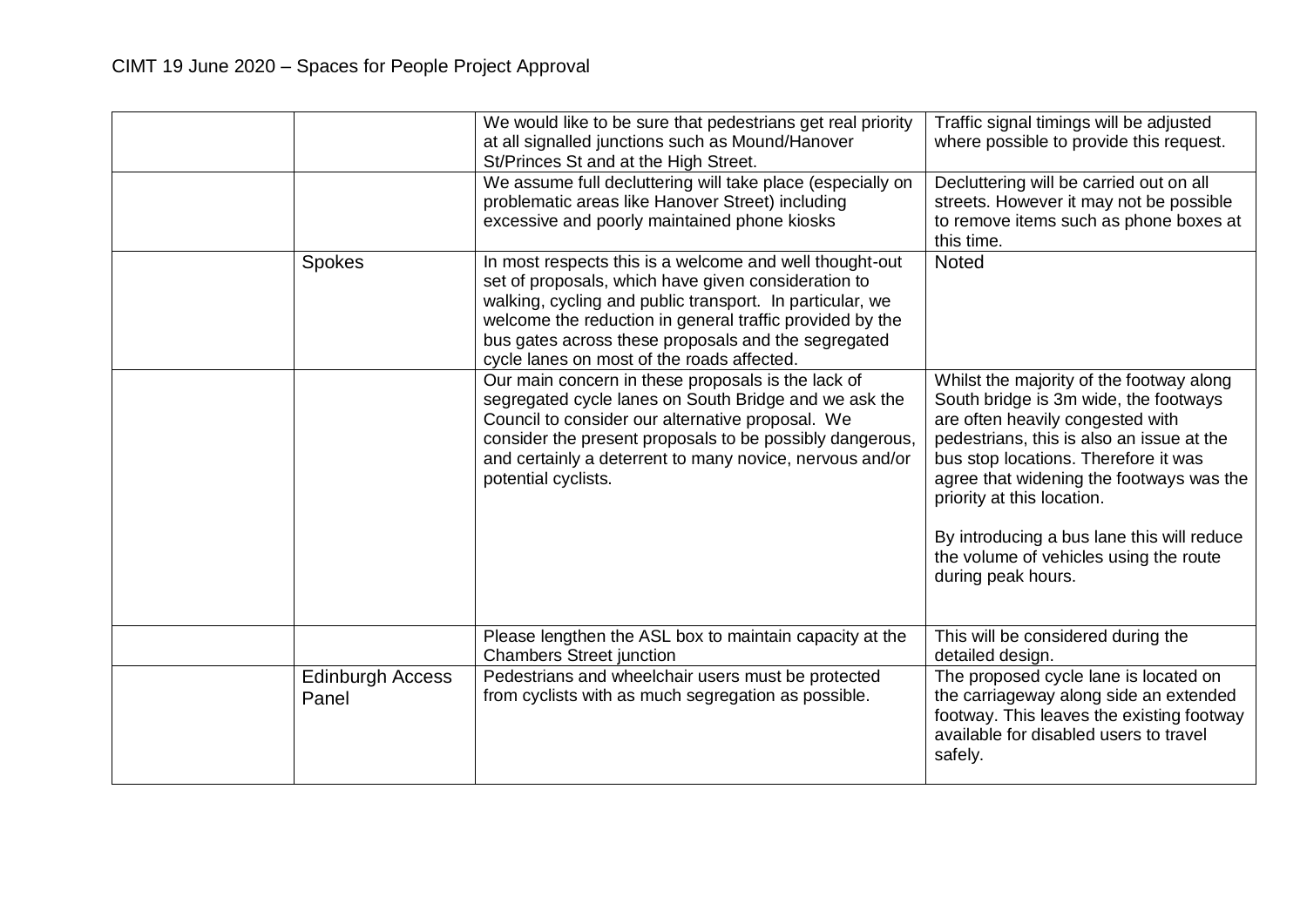| | | | |
|---|---|---|---|
| | | We would like to be sure that pedestrians get real priority at all signalled junctions such as Mound/Hanover St/Princes St and at the High Street. | Traffic signal timings will be adjusted where possible to provide this request. |
| | | We assume full decluttering will take place (especially on problematic areas like Hanover Street) including excessive and poorly maintained phone kiosks | Decluttering will be carried out on all streets. However it may not be possible to remove items such as phone boxes at this time. |
| | Spokes | In most respects this is a welcome and well thought-out set of proposals, which have given consideration to walking, cycling and public transport. In particular, we welcome the reduction in general traffic provided by the bus gates across these proposals and the segregated cycle lanes on most of the roads affected. | Noted |
| | | Our main concern in these proposals is the lack of segregated cycle lanes on South Bridge and we ask the Council to consider our alternative proposal. We consider the present proposals to be possibly dangerous, and certainly a deterrent to many novice, nervous and/or potential cyclists. | Whilst the majority of the footway along South bridge is 3m wide, the footways are often heavily congested with pedestrians, this is also an issue at the bus stop locations. Therefore it was agree that widening the footways was the priority at this location.<br><br>By introducing a bus lane this will reduce the volume of vehicles using the route during peak hours. |
| | | Please lengthen the ASL box to maintain capacity at the Chambers Street junction | This will be considered during the detailed design. |
| | Edinburgh Access Panel | Pedestrians and wheelchair users must be protected from cyclists with as much segregation as possible. | The proposed cycle lane is located on the carriageway along side an extended footway. This leaves the existing footway available for disabled users to travel safely. |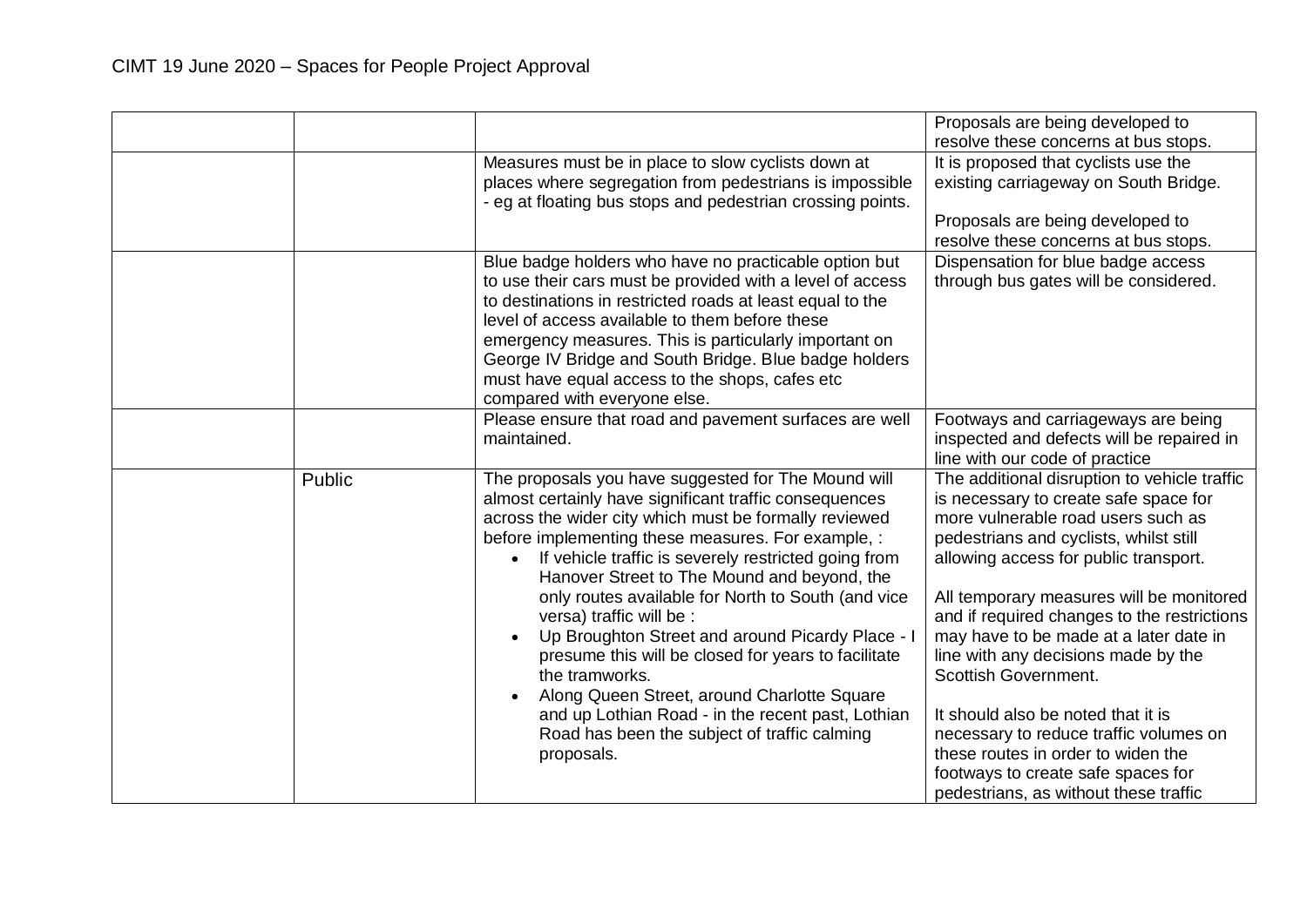| | | | |
|---|---|---|---|
| | | | Proposals are being developed to resolve these concerns at bus stops. |
| | | Measures must be in place to slow cyclists down at places where segregation from pedestrians is impossible - eg at floating bus stops and pedestrian crossing points. | It is proposed that cyclists use the existing carriageway on South Bridge.<br><br>Proposals are being developed to resolve these concerns at bus stops. |
| | | Blue badge holders who have no practicable option but to use their cars must be provided with a level of access to destinations in restricted roads at least equal to the level of access available to them before these emergency measures. This is particularly important on George IV Bridge and South Bridge. Blue badge holders must have equal access to the shops, cafes etc compared with everyone else. | Dispensation for blue badge access through bus gates will be considered. |
| | | Please ensure that road and pavement surfaces are well maintained. | Footways and carriageways are being inspected and defects will be repaired in line with our code of practice |
| | Public | The proposals you have suggested for The Mound will almost certainly have significant traffic consequences across the wider city which must be formally reviewed before implementing these measures. For example, :<br>• If vehicle traffic is severely restricted going from Hanover Street to The Mound and beyond, the only routes available for North to South (and vice versa) traffic will be :<br>• Up Broughton Street and around Picardy Place - I presume this will be closed for years to facilitate the tramworks.<br>• Along Queen Street, around Charlotte Square and up Lothian Road - in the recent past, Lothian Road has been the subject of traffic calming proposals. | The additional disruption to vehicle traffic is necessary to create safe space for more vulnerable road users such as pedestrians and cyclists, whilst still allowing access for public transport.<br><br>All temporary measures will be monitored and if required changes to the restrictions may have to be made at a later date in line with any decisions made by the Scottish Government.<br><br>It should also be noted that it is necessary to reduce traffic volumes on these routes in order to widen the footways to create safe spaces for pedestrians, as without these traffic |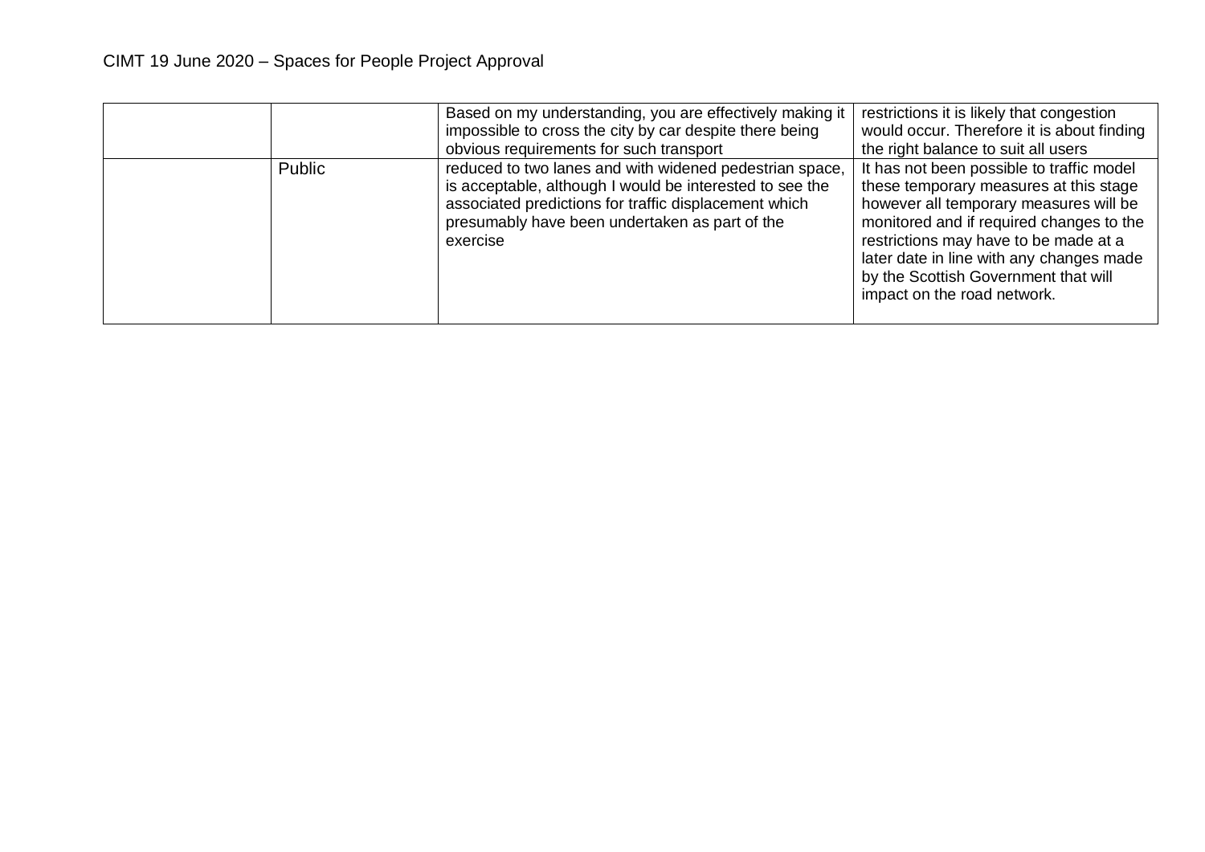| | | | |
|---|---|---|---|
| | | Based on my understanding, you are effectively making it impossible to cross the city by car despite there being obvious requirements for such transport | restrictions it is likely that congestion would occur. Therefore it is about finding the right balance to suit all users |
| | Public | reduced to two lanes and with widened pedestrian space, is acceptable, although I would be interested to see the associated predictions for traffic displacement which presumably have been undertaken as part of the exercise | It has not been possible to traffic model these temporary measures at this stage however all temporary measures will be monitored and if required changes to the restrictions may have to be made at a later date in line with any changes made by the Scottish Government that will impact on the road network. |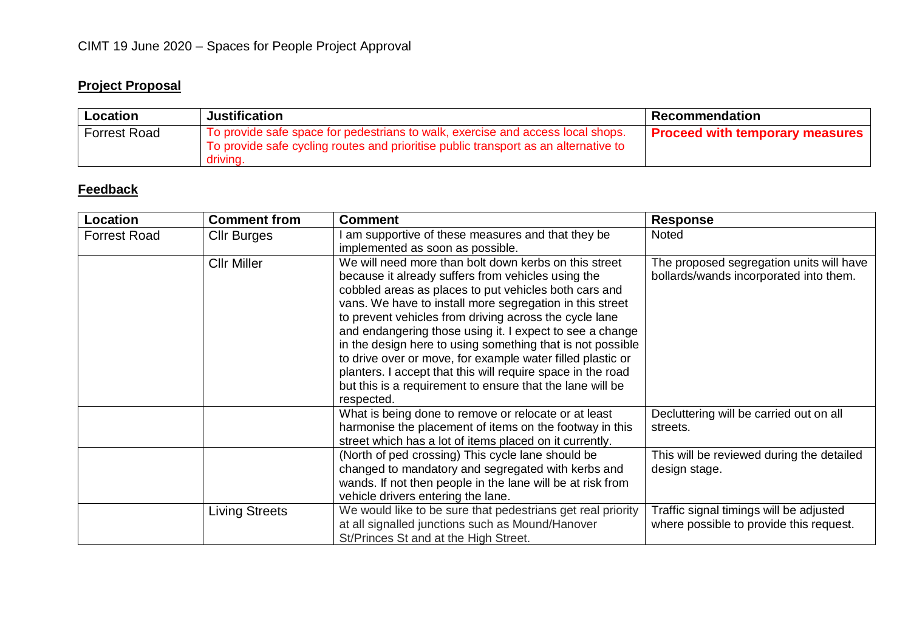CIMT 19 June 2020 – Spaces for People Project Approval

## Project Proposal

| Location | Justification | Recommendation |
|---|---|---|
| Forrest Road | To provide safe space for pedestrians to walk, exercise and access local shops. To provide safe cycling routes and prioritise public transport as an alternative to driving. | **Proceed with temporary measures** |

## Feedback

| Location | Comment from | Comment | Response |
|---|---|---|---|
| Forrest Road | Cllr Burges | I am supportive of these measures and that they be implemented as soon as possible. | Noted |
| | Cllr Miller | We will need more than bolt down kerbs on this street because it already suffers from vehicles using the cobbled areas as places to put vehicles both cars and vans. We have to install more segregation in this street to prevent vehicles from driving across the cycle lane and endangering those using it. I expect to see a change in the design here to using something that is not possible to drive over or move, for example water filled plastic or planters. I accept that this will require space in the road but this is a requirement to ensure that the lane will be respected. | The proposed segregation units will have bollards/wands incorporated into them. |
| | | What is being done to remove or relocate or at least harmonise the placement of items on the footway in this street which has a lot of items placed on it currently. | Decluttering will be carried out on all streets. |
| | | (North of ped crossing) This cycle lane should be changed to mandatory and segregated with kerbs and wands. If not then people in the lane will be at risk from vehicle drivers entering the lane. | This will be reviewed during the detailed design stage. |
| | Living Streets | We would like to be sure that pedestrians get real priority at all signalled junctions such as Mound/Hanover St/Princes St and at the High Street. | Traffic signal timings will be adjusted where possible to provide this request. |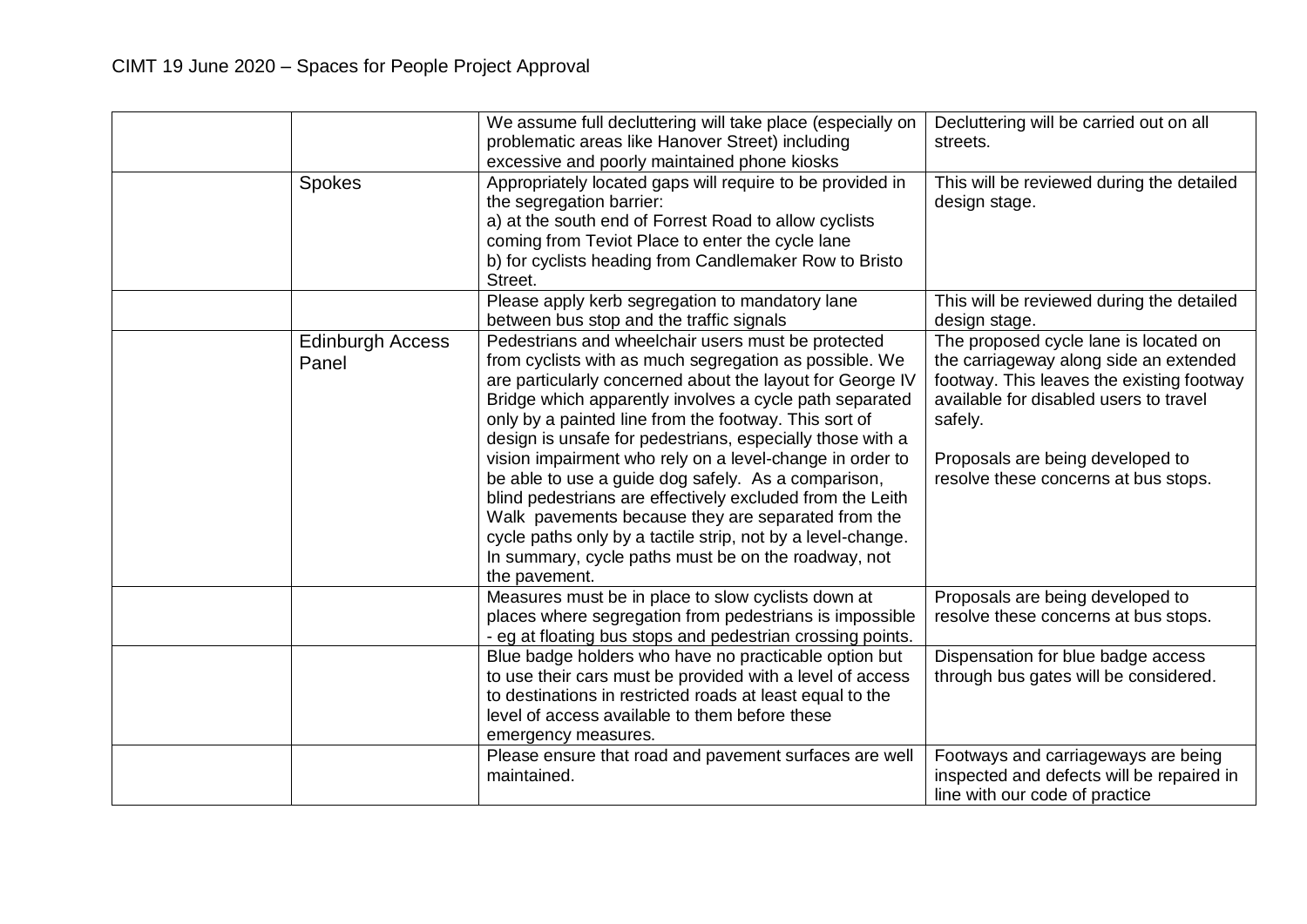| | | | |
|---|---|---|---|
| | | We assume full decluttering will take place (especially on problematic areas like Hanover Street) including excessive and poorly maintained phone kiosks | Decluttering will be carried out on all streets. |
| | Spokes | Appropriately located gaps will require to be provided in the segregation barrier:<br>a) at the south end of Forrest Road to allow cyclists coming from Teviot Place to enter the cycle lane<br>b) for cyclists heading from Candlemaker Row to Bristo Street. | This will be reviewed during the detailed design stage. |
| | | Please apply kerb segregation to mandatory lane between bus stop and the traffic signals | This will be reviewed during the detailed design stage. |
| | Edinburgh Access Panel | Pedestrians and wheelchair users must be protected from cyclists with as much segregation as possible. We are particularly concerned about the layout for George IV Bridge which apparently involves a cycle path separated only by a painted line from the footway. This sort of design is unsafe for pedestrians, especially those with a vision impairment who rely on a level-change in order to be able to use a guide dog safely. As a comparison, blind pedestrians are effectively excluded from the Leith Walk pavements because they are separated from the cycle paths only by a tactile strip, not by a level-change. In summary, cycle paths must be on the roadway, not the pavement. | The proposed cycle lane is located on the carriageway along side an extended footway. This leaves the existing footway available for disabled users to travel safely.<br><br>Proposals are being developed to resolve these concerns at bus stops. |
| | | Measures must be in place to slow cyclists down at places where segregation from pedestrians is impossible - eg at floating bus stops and pedestrian crossing points. | Proposals are being developed to resolve these concerns at bus stops. |
| | | Blue badge holders who have no practicable option but to use their cars must be provided with a level of access to destinations in restricted roads at least equal to the level of access available to them before these emergency measures. | Dispensation for blue badge access through bus gates will be considered. |
| | | Please ensure that road and pavement surfaces are well maintained. | Footways and carriageways are being inspected and defects will be repaired in line with our code of practice |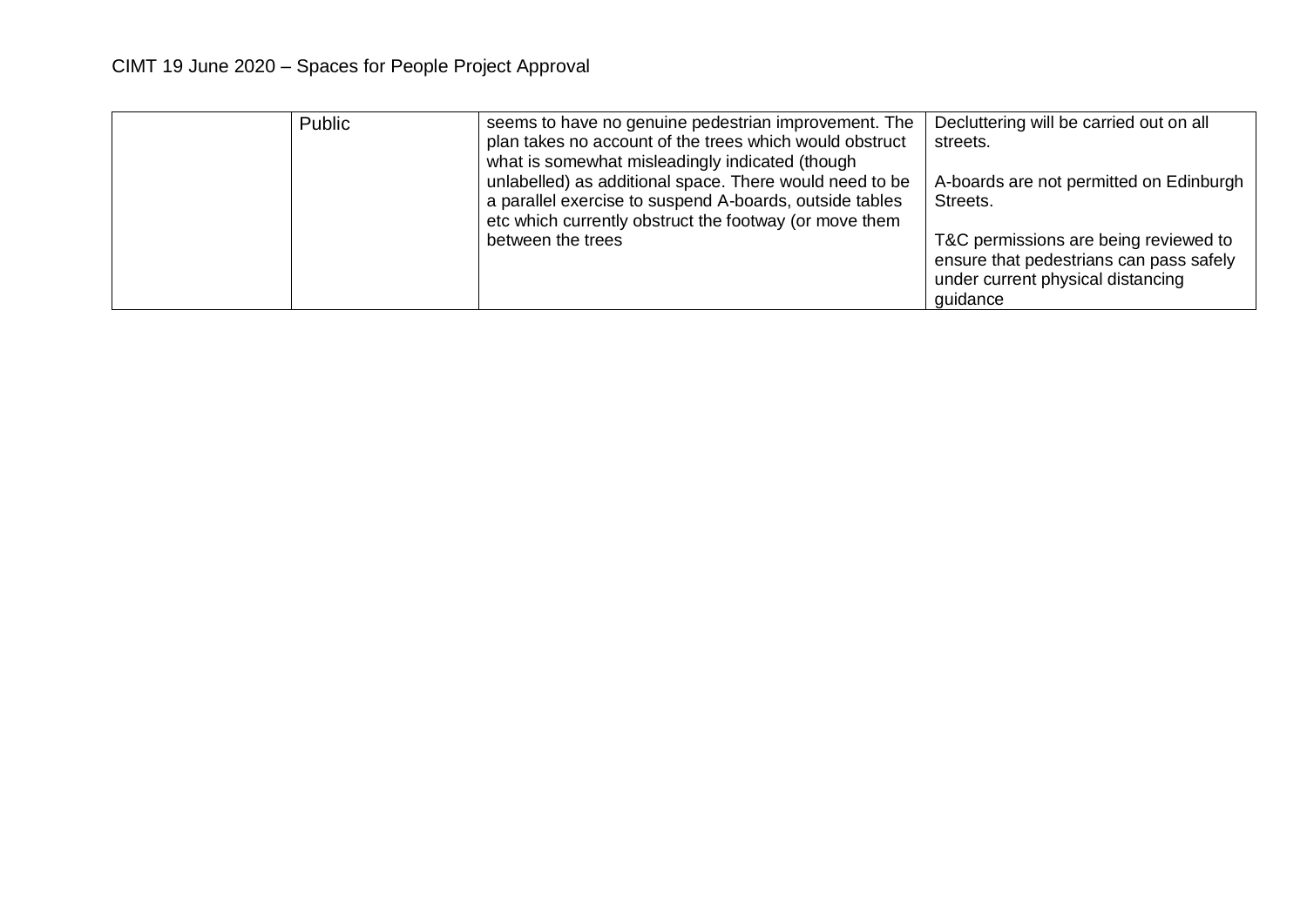| | Public | seems to have no genuine pedestrian improvement. The plan takes no account of the trees which would obstruct what is somewhat misleadingly indicated (though unlabelled) as additional space. There would need to be a parallel exercise to suspend A-boards, outside tables etc which currently obstruct the footway (or move them between the trees | Decluttering will be carried out on all streets.<br><br>A-boards are not permitted on Edinburgh Streets.<br><br>T&C permissions are being reviewed to ensure that pedestrians can pass safely under current physical distancing guidance |
|---|---|---|---|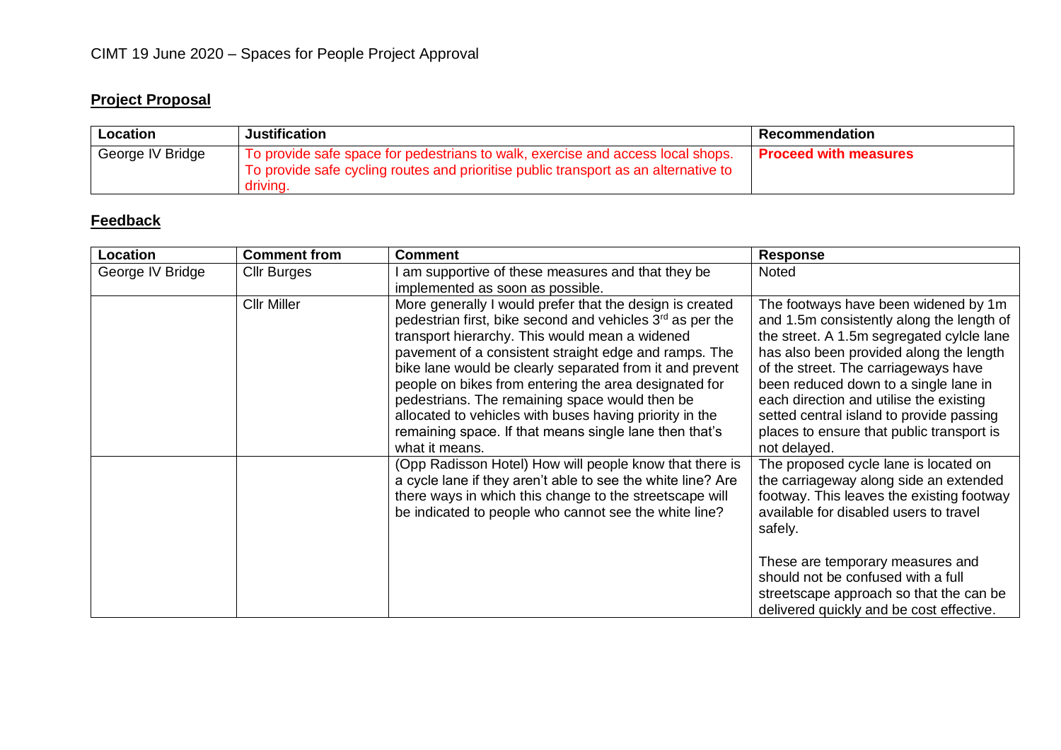CIMT 19 June 2020 – Spaces for People Project Approval

## Project Proposal

| Location | Justification | Recommendation |
|---|---|---|
| George IV Bridge | To provide safe space for pedestrians to walk, exercise and access local shops. To provide safe cycling routes and prioritise public transport as an alternative to driving. | **Proceed with measures** |

## Feedback

| Location | Comment from | Comment | Response |
|---|---|---|---|
| George IV Bridge | Cllr Burges | I am supportive of these measures and that they be implemented as soon as possible. | Noted |
| | Cllr Miller | More generally I would prefer that the design is created pedestrian first, bike second and vehicles 3rd as per the transport hierarchy. This would mean a widened pavement of a consistent straight edge and ramps. The bike lane would be clearly separated from it and prevent people on bikes from entering the area designated for pedestrians. The remaining space would then be allocated to vehicles with buses having priority in the remaining space. If that means single lane then that's what it means. | The footways have been widened by 1m and 1.5m consistently along the length of the street. A 1.5m segregated cylcle lane has also been provided along the length of the street. The carriageways have been reduced down to a single lane in each direction and utilise the existing setted central island to provide passing places to ensure that public transport is not delayed. |
| | | (Opp Radisson Hotel) How will people know that there is a cycle lane if they aren't able to see the white line? Are there ways in which this change to the streetscape will be indicated to people who cannot see the white line? | The proposed cycle lane is located on the carriageway along side an extended footway. This leaves the existing footway available for disabled users to travel safely.<br><br>These are temporary measures and should not be confused with a full streetscape approach so that the can be delivered quickly and be cost effective. |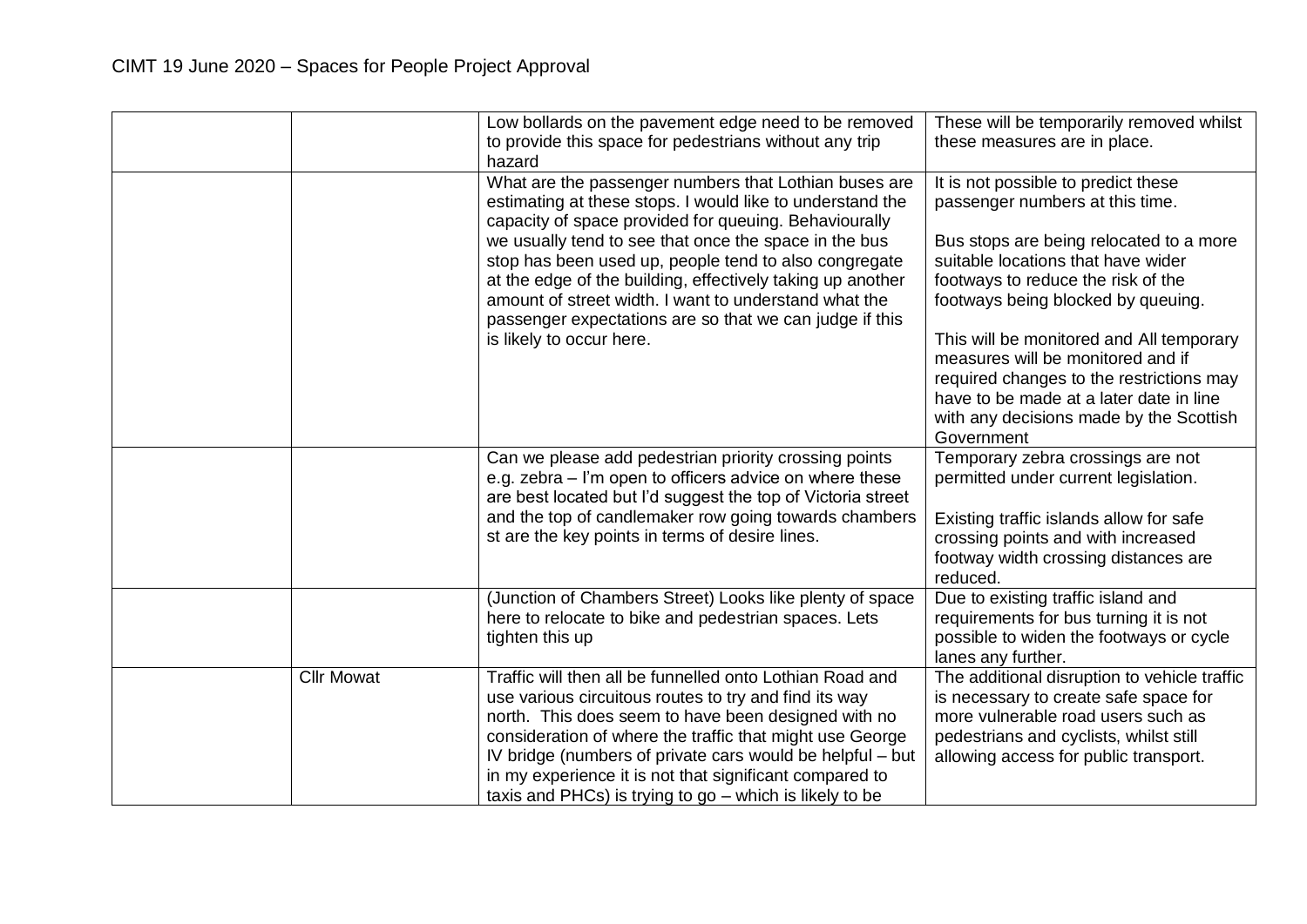| | | | |
|---|---|---|---|
| | | Low bollards on the pavement edge need to be removed to provide this space for pedestrians without any trip hazard | These will be temporarily removed whilst these measures are in place. |
| | | What are the passenger numbers that Lothian buses are estimating at these stops. I would like to understand the capacity of space provided for queuing. Behaviourally we usually tend to see that once the space in the bus stop has been used up, people tend to also congregate at the edge of the building, effectively taking up another amount of street width. I want to understand what the passenger expectations are so that we can judge if this is likely to occur here. | It is not possible to predict these passenger numbers at this time.<br><br>Bus stops are being relocated to a more suitable locations that have wider footways to reduce the risk of the footways being blocked by queuing.<br><br>This will be monitored and All temporary measures will be monitored and if required changes to the restrictions may have to be made at a later date in line with any decisions made by the Scottish Government |
| | | Can we please add pedestrian priority crossing points e.g. zebra – I'm open to officers advice on where these are best located but I'd suggest the top of Victoria street and the top of candlemaker row going towards chambers st are the key points in terms of desire lines. | Temporary zebra crossings are not permitted under current legislation.<br><br>Existing traffic islands allow for safe crossing points and with increased footway width crossing distances are reduced. |
| | | (Junction of Chambers Street) Looks like plenty of space here to relocate to bike and pedestrian spaces. Lets tighten this up | Due to existing traffic island and requirements for bus turning it is not possible to widen the footways or cycle lanes any further. |
| | Cllr Mowat | Traffic will then all be funnelled onto Lothian Road and use various circuitous routes to try and find its way north. This does seem to have been designed with no consideration of where the traffic that might use George IV bridge (numbers of private cars would be helpful – but in my experience it is not that significant compared to taxis and PHCs) is trying to go – which is likely to be | The additional disruption to vehicle traffic is necessary to create safe space for more vulnerable road users such as pedestrians and cyclists, whilst still allowing access for public transport. |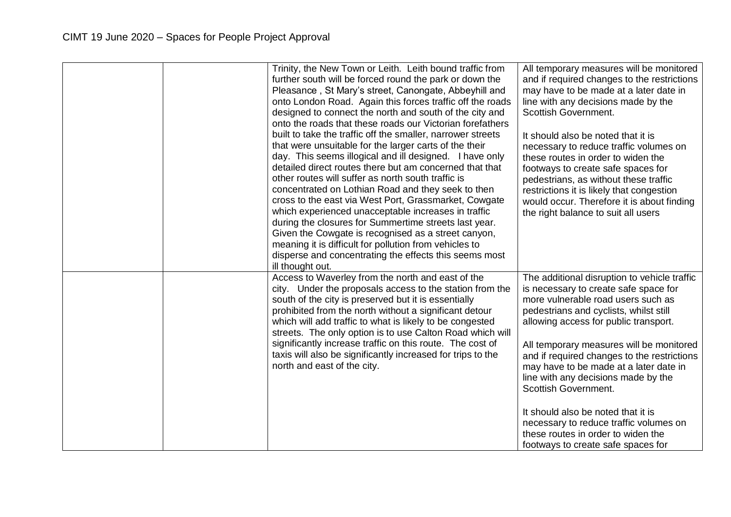| | | | |
|---|---|---|---|
| | | Trinity, the New Town or Leith. Leith bound traffic from further south will be forced round the park or down the Pleasance , St Mary's street, Canongate, Abbeyhill and onto London Road. Again this forces traffic off the roads designed to connect the north and south of the city and onto the roads that these roads our Victorian forefathers built to take the traffic off the smaller, narrower streets that were unsuitable for the larger carts of the their day. This seems illogical and ill designed. I have only detailed direct routes there but am concerned that that other routes will suffer as north south traffic is concentrated on Lothian Road and they seek to then cross to the east via West Port, Grassmarket, Cowgate which experienced unacceptable increases in traffic during the closures for Summertime streets last year. Given the Cowgate is recognised as a street canyon, meaning it is difficult for pollution from vehicles to disperse and concentrating the effects this seems most ill thought out. | All temporary measures will be monitored and if required changes to the restrictions may have to be made at a later date in line with any decisions made by the Scottish Government.<br><br>It should also be noted that it is necessary to reduce traffic volumes on these routes in order to widen the footways to create safe spaces for pedestrians, as without these traffic restrictions it is likely that congestion would occur. Therefore it is about finding the right balance to suit all users |
| | | Access to Waverley from the north and east of the city. Under the proposals access to the station from the south of the city is preserved but it is essentially prohibited from the north without a significant detour which will add traffic to what is likely to be congested streets. The only option is to use Calton Road which will significantly increase traffic on this route. The cost of taxis will also be significantly increased for trips to the north and east of the city. | The additional disruption to vehicle traffic is necessary to create safe space for more vulnerable road users such as pedestrians and cyclists, whilst still allowing access for public transport.<br><br>All temporary measures will be monitored and if required changes to the restrictions may have to be made at a later date in line with any decisions made by the Scottish Government.<br><br>It should also be noted that it is necessary to reduce traffic volumes on these routes in order to widen the footways to create safe spaces for |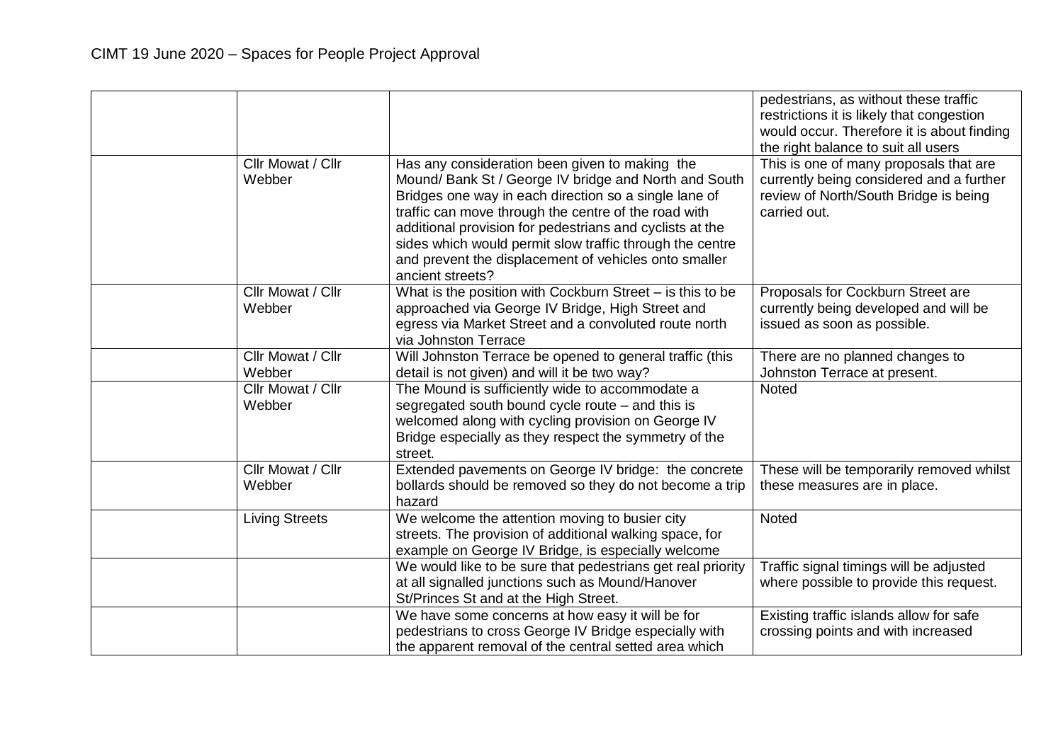# CIMT 19 June 2020 – Spaces for People Project Approval

| | | | |
|---|---|---|---|
| | | | pedestrians, as without these traffic restrictions it is likely that congestion would occur. Therefore it is about finding the right balance to suit all users |
| | Cllr Mowat / Cllr Webber | Has any consideration been given to making the Mound/ Bank St / George IV bridge and North and South Bridges one way in each direction so a single lane of traffic can move through the centre of the road with additional provision for pedestrians and cyclists at the sides which would permit slow traffic through the centre and prevent the displacement of vehicles onto smaller ancient streets? | This is one of many proposals that are currently being considered and a further review of North/South Bridge is being carried out. |
| | Cllr Mowat / Cllr Webber | What is the position with Cockburn Street – is this to be approached via George IV Bridge, High Street and egress via Market Street and a convoluted route north via Johnston Terrace | Proposals for Cockburn Street are currently being developed and will be issued as soon as possible. |
| | Cllr Mowat / Cllr Webber | Will Johnston Terrace be opened to general traffic (this detail is not given) and will it be two way? | There are no planned changes to Johnston Terrace at present. |
| | Cllr Mowat / Cllr Webber | The Mound is sufficiently wide to accommodate a segregated south bound cycle route – and this is welcomed along with cycling provision on George IV Bridge especially as they respect the symmetry of the street. | Noted |
| | Cllr Mowat / Cllr Webber | Extended pavements on George IV bridge: the concrete bollards should be removed so they do not become a trip hazard | These will be temporarily removed whilst these measures are in place. |
| | Living Streets | We welcome the attention moving to busier city streets. The provision of additional walking space, for example on George IV Bridge, is especially welcome | Noted |
| | | We would like to be sure that pedestrians get real priority at all signalled junctions such as Mound/Hanover St/Princes St and at the High Street. | Traffic signal timings will be adjusted where possible to provide this request. |
| | | We have some concerns at how easy it will be for pedestrians to cross George IV Bridge especially with the apparent removal of the central setted area which | Existing traffic islands allow for safe crossing points and with increased |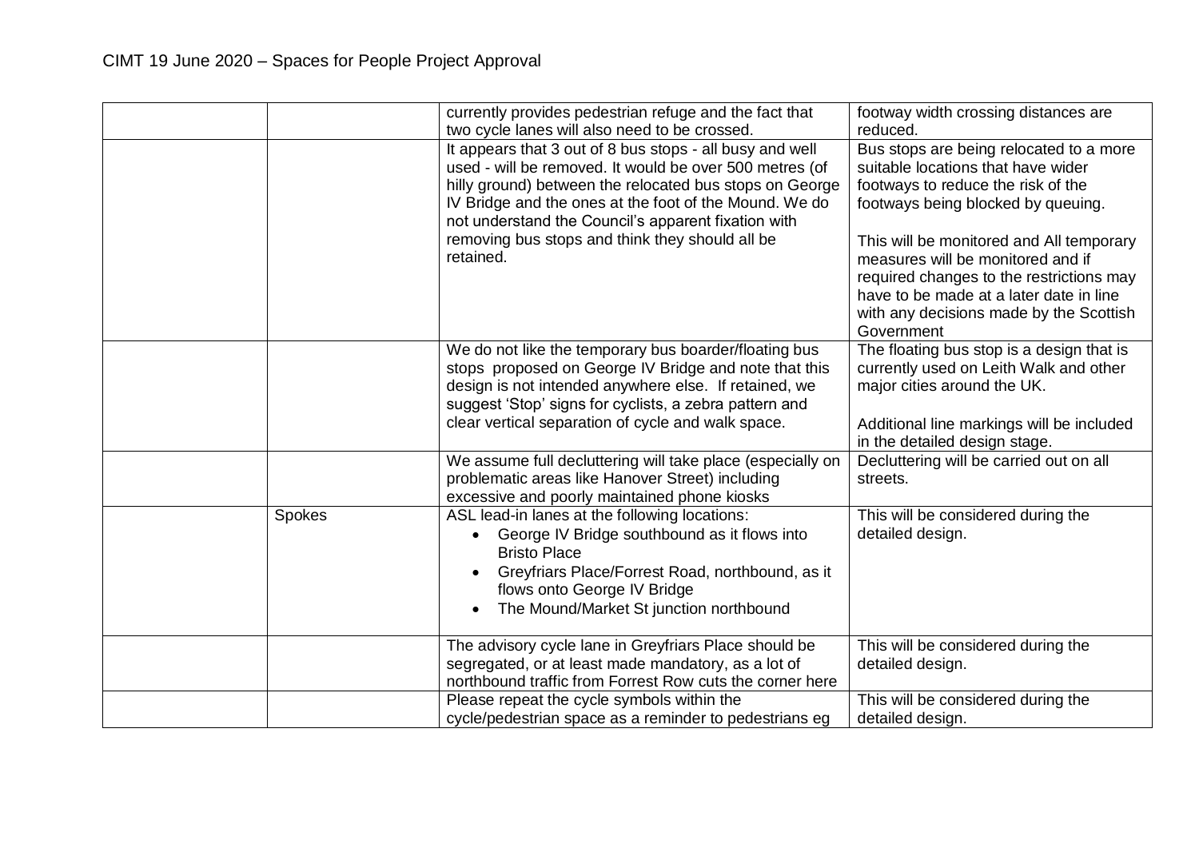| | | currently provides pedestrian refuge and the fact that two cycle lanes will also need to be crossed. | footway width crossing distances are reduced. |
|---|---|---|---|
| | | It appears that 3 out of 8 bus stops - all busy and well used - will be removed. It would be over 500 metres (of hilly ground) between the relocated bus stops on George IV Bridge and the ones at the foot of the Mound. We do not understand the Council's apparent fixation with removing bus stops and think they should all be retained. | Bus stops are being relocated to a more suitable locations that have wider footways to reduce the risk of the footways being blocked by queuing.<br><br>This will be monitored and All temporary measures will be monitored and if required changes to the restrictions may have to be made at a later date in line with any decisions made by the Scottish Government |
| | | We do not like the temporary bus boarder/floating bus stops proposed on George IV Bridge and note that this design is not intended anywhere else. If retained, we suggest 'Stop' signs for cyclists, a zebra pattern and clear vertical separation of cycle and walk space. | The floating bus stop is a design that is currently used on Leith Walk and other major cities around the UK.<br><br>Additional line markings will be included in the detailed design stage. |
| | | We assume full decluttering will take place (especially on problematic areas like Hanover Street) including excessive and poorly maintained phone kiosks | Decluttering will be carried out on all streets. |
| | Spokes | ASL lead-in lanes at the following locations:<br>• George IV Bridge southbound as it flows into Bristo Place<br>• Greyfriars Place/Forrest Road, northbound, as it flows onto George IV Bridge<br>• The Mound/Market St junction northbound | This will be considered during the detailed design. |
| | | The advisory cycle lane in Greyfriars Place should be segregated, or at least made mandatory, as a lot of northbound traffic from Forrest Row cuts the corner here | This will be considered during the detailed design. |
| | | Please repeat the cycle symbols within the cycle/pedestrian space as a reminder to pedestrians eg | This will be considered during the detailed design. |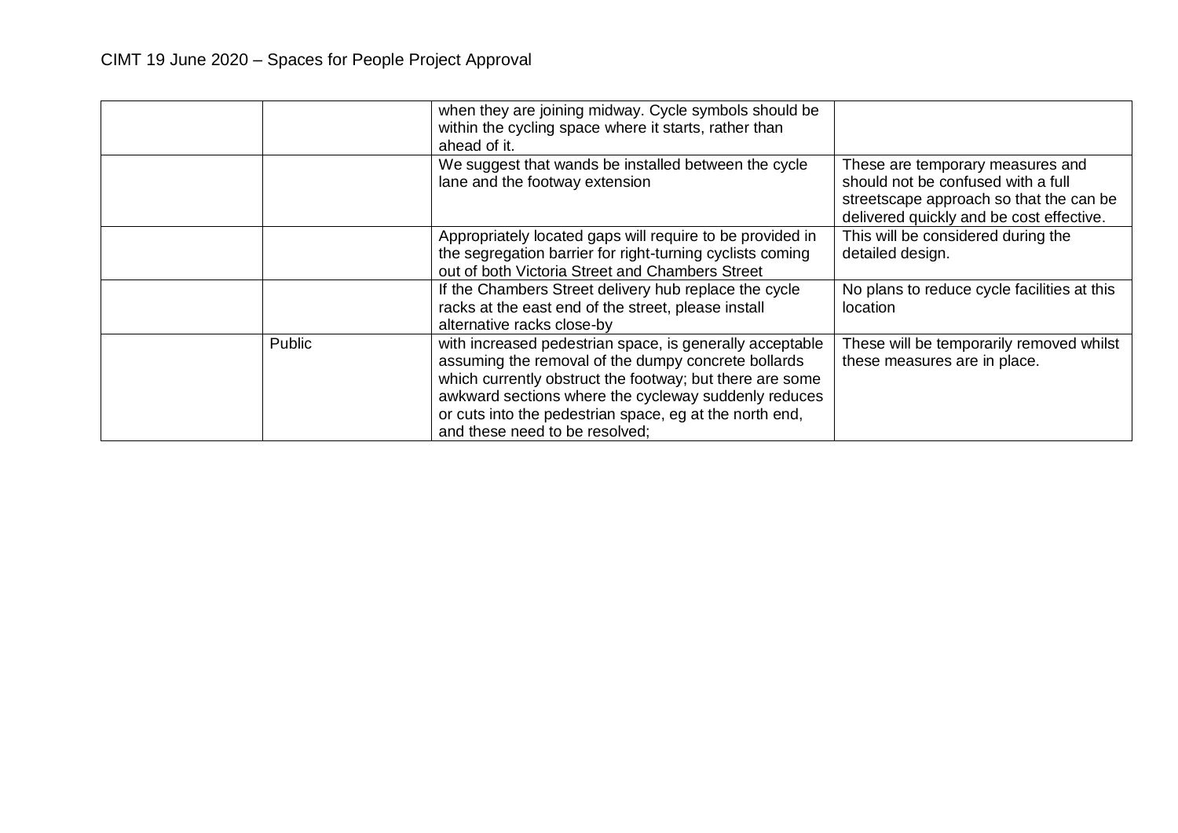|  |  | when they are joining midway. Cycle symbols should be within the cycling space where it starts, rather than ahead of it. |  |
|---|---|---|---|
|  |  | We suggest that wands be installed between the cycle lane and the footway extension | These are temporary measures and should not be confused with a full streetscape approach so that the can be delivered quickly and be cost effective. |
|  |  | Appropriately located gaps will require to be provided in the segregation barrier for right-turning cyclists coming out of both Victoria Street and Chambers Street | This will be considered during the detailed design. |
|  |  | If the Chambers Street delivery hub replace the cycle racks at the east end of the street, please install alternative racks close-by | No plans to reduce cycle facilities at this location |
|  | Public | with increased pedestrian space, is generally acceptable assuming the removal of the dumpy concrete bollards which currently obstruct the footway; but there are some awkward sections where the cycleway suddenly reduces or cuts into the pedestrian space, eg at the north end, and these need to be resolved; | These will be temporarily removed whilst these measures are in place. |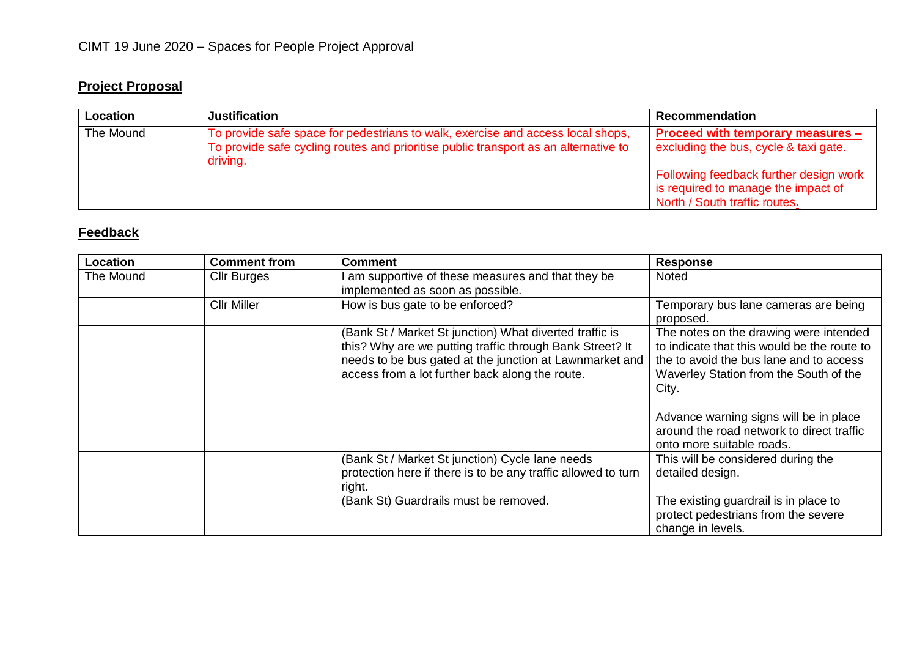CIMT 19 June 2020 – Spaces for People Project Approval

## **Project Proposal**

| Location | Justification | Recommendation |
|---|---|---|
| The Mound | To provide safe space for pedestrians to walk, exercise and access local shops, To provide safe cycling routes and prioritise public transport as an alternative to driving. | **Proceed with temporary measures –** excluding the bus, cycle & taxi gate.<br><br>Following feedback further design work is required to manage the impact of North / South traffic routes. |

## **Feedback**

| Location | Comment from | Comment | Response |
|---|---|---|---|
| The Mound | Cllr Burges | I am supportive of these measures and that they be implemented as soon as possible. | Noted |
| | Cllr Miller | How is bus gate to be enforced? | Temporary bus lane cameras are being proposed. |
| | | (Bank St / Market St junction) What diverted traffic is this? Why are we putting traffic through Bank Street? It needs to be bus gated at the junction at Lawnmarket and access from a lot further back along the route. | The notes on the drawing were intended to indicate that this would be the route to the to avoid the bus lane and to access Waverley Station from the South of the City.<br><br>Advance warning signs will be in place around the road network to direct traffic onto more suitable roads. |
| | | (Bank St / Market St junction) Cycle lane needs protection here if there is to be any traffic allowed to turn right. | This will be considered during the detailed design. |
| | | (Bank St) Guardrails must be removed. | The existing guardrail is in place to protect pedestrians from the severe change in levels. |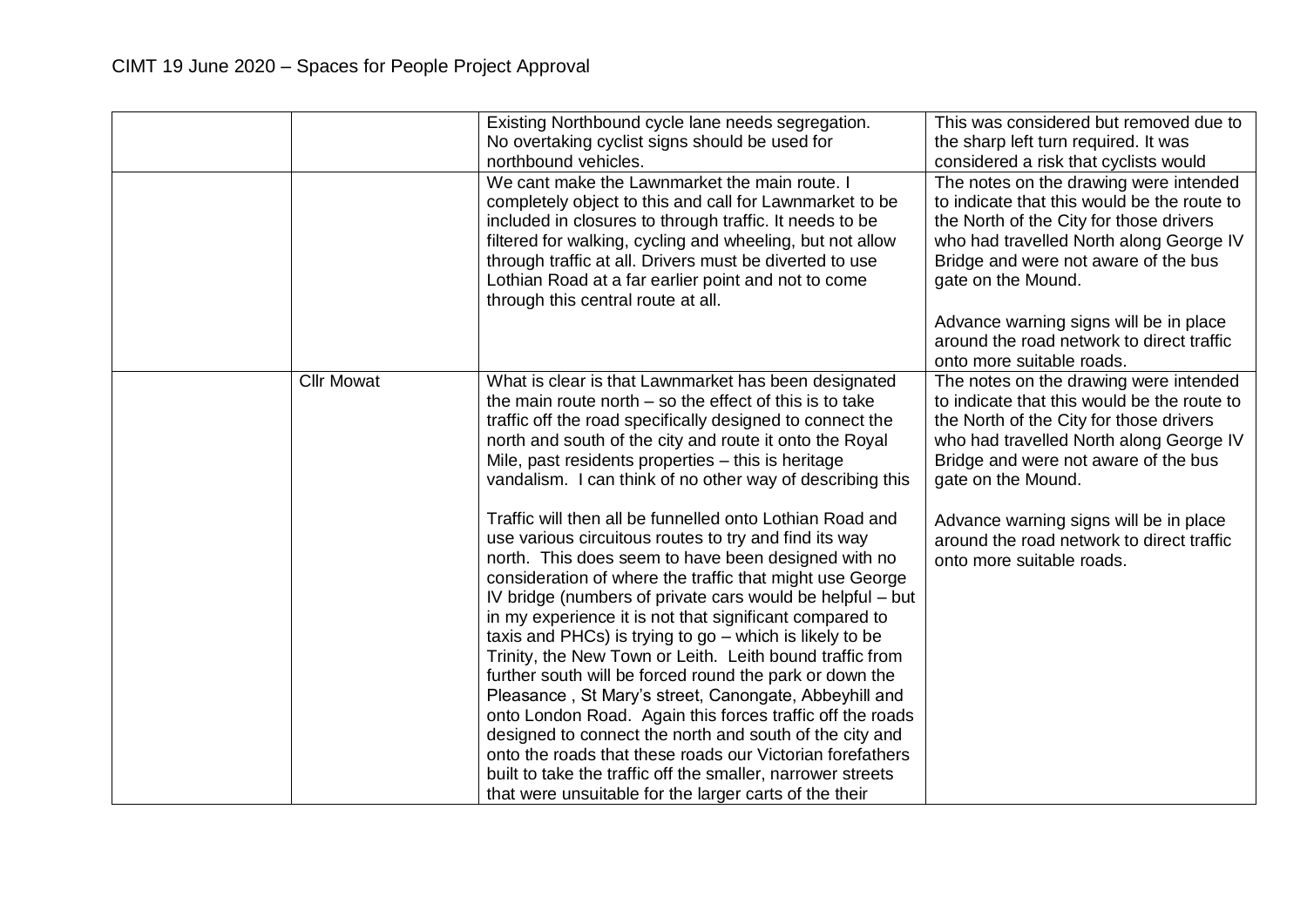| | | | |
|---|---|---|---|
| | | Existing Northbound cycle lane needs segregation. No overtaking cyclist signs should be used for northbound vehicles. | This was considered but removed due to the sharp left turn required. It was considered a risk that cyclists would |
| | | We cant make the Lawnmarket the main route. I completely object to this and call for Lawnmarket to be included in closures to through traffic. It needs to be filtered for walking, cycling and wheeling, but not allow through traffic at all. Drivers must be diverted to use Lothian Road at a far earlier point and not to come through this central route at all. | The notes on the drawing were intended to indicate that this would be the route to the North of the City for those drivers who had travelled North along George IV Bridge and were not aware of the bus gate on the Mound.<br><br>Advance warning signs will be in place around the road network to direct traffic onto more suitable roads. |
| | Cllr Mowat | What is clear is that Lawnmarket has been designated the main route north – so the effect of this is to take traffic off the road specifically designed to connect the north and south of the city and route it onto the Royal Mile, past residents properties – this is heritage vandalism. I can think of no other way of describing this<br><br>Traffic will then all be funnelled onto Lothian Road and use various circuitous routes to try and find its way north. This does seem to have been designed with no consideration of where the traffic that might use George IV bridge (numbers of private cars would be helpful – but in my experience it is not that significant compared to taxis and PHCs) is trying to go – which is likely to be Trinity, the New Town or Leith. Leith bound traffic from further south will be forced round the park or down the Pleasance , St Mary's street, Canongate, Abbeyhill and onto London Road. Again this forces traffic off the roads designed to connect the north and south of the city and onto the roads that these roads our Victorian forefathers built to take the traffic off the smaller, narrower streets that were unsuitable for the larger carts of the their | The notes on the drawing were intended to indicate that this would be the route to the North of the City for those drivers who had travelled North along George IV Bridge and were not aware of the bus gate on the Mound.<br><br>Advance warning signs will be in place around the road network to direct traffic onto more suitable roads. |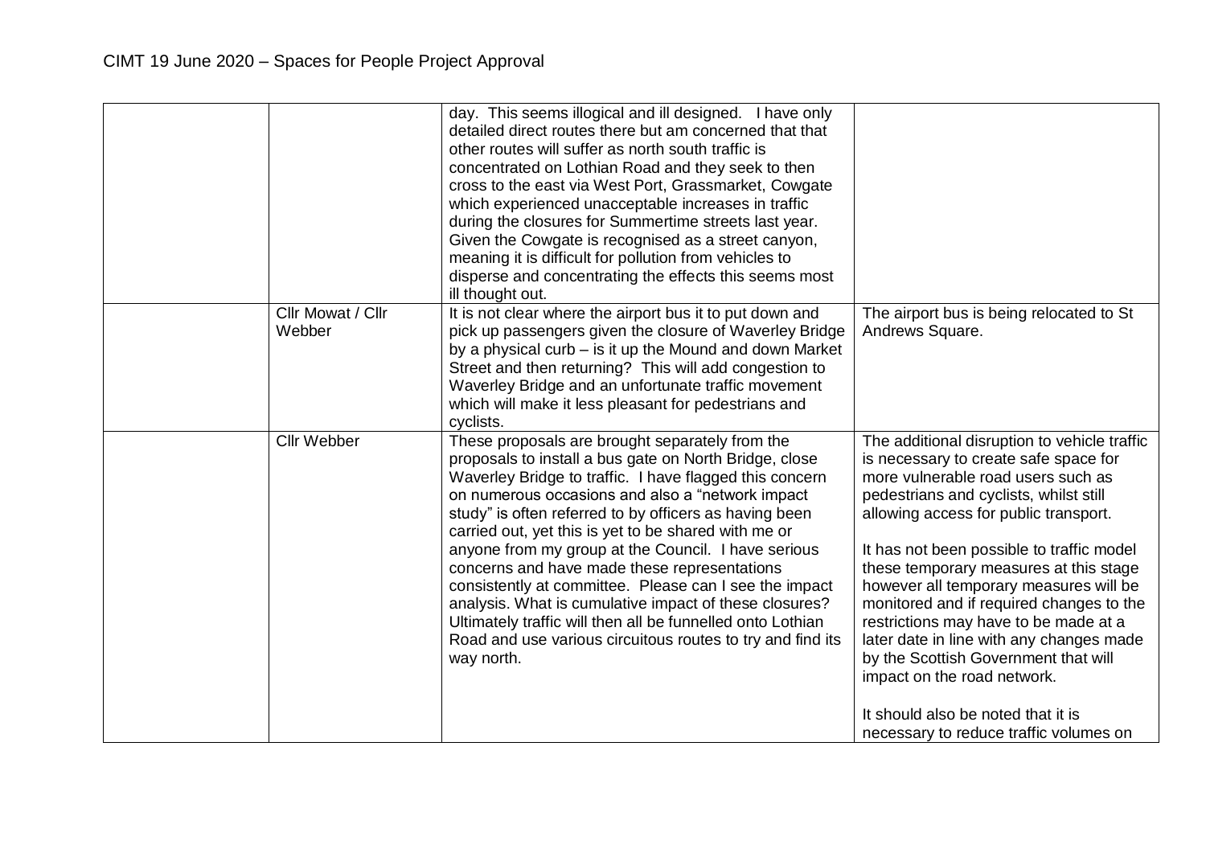|  |  |  |  |
|---|---|---|---|
|  |  | day. This seems illogical and ill designed. I have only detailed direct routes there but am concerned that that other routes will suffer as north south traffic is concentrated on Lothian Road and they seek to then cross to the east via West Port, Grassmarket, Cowgate which experienced unacceptable increases in traffic during the closures for Summertime streets last year. Given the Cowgate is recognised as a street canyon, meaning it is difficult for pollution from vehicles to disperse and concentrating the effects this seems most ill thought out. |  |
|  | Cllr Mowat / Cllr Webber | It is not clear where the airport bus it to put down and pick up passengers given the closure of Waverley Bridge by a physical curb – is it up the Mound and down Market Street and then returning? This will add congestion to Waverley Bridge and an unfortunate traffic movement which will make it less pleasant for pedestrians and cyclists. | The airport bus is being relocated to St Andrews Square. |
|  | Cllr Webber | These proposals are brought separately from the proposals to install a bus gate on North Bridge, close Waverley Bridge to traffic. I have flagged this concern on numerous occasions and also a "network impact study" is often referred to by officers as having been carried out, yet this is yet to be shared with me or anyone from my group at the Council. I have serious concerns and have made these representations consistently at committee. Please can I see the impact analysis. What is cumulative impact of these closures? Ultimately traffic will then all be funnelled onto Lothian Road and use various circuitous routes to try and find its way north. | The additional disruption to vehicle traffic is necessary to create safe space for more vulnerable road users such as pedestrians and cyclists, whilst still allowing access for public transport.<br><br>It has not been possible to traffic model these temporary measures at this stage however all temporary measures will be monitored and if required changes to the restrictions may have to be made at a later date in line with any changes made by the Scottish Government that will impact on the road network.<br><br>It should also be noted that it is necessary to reduce traffic volumes on |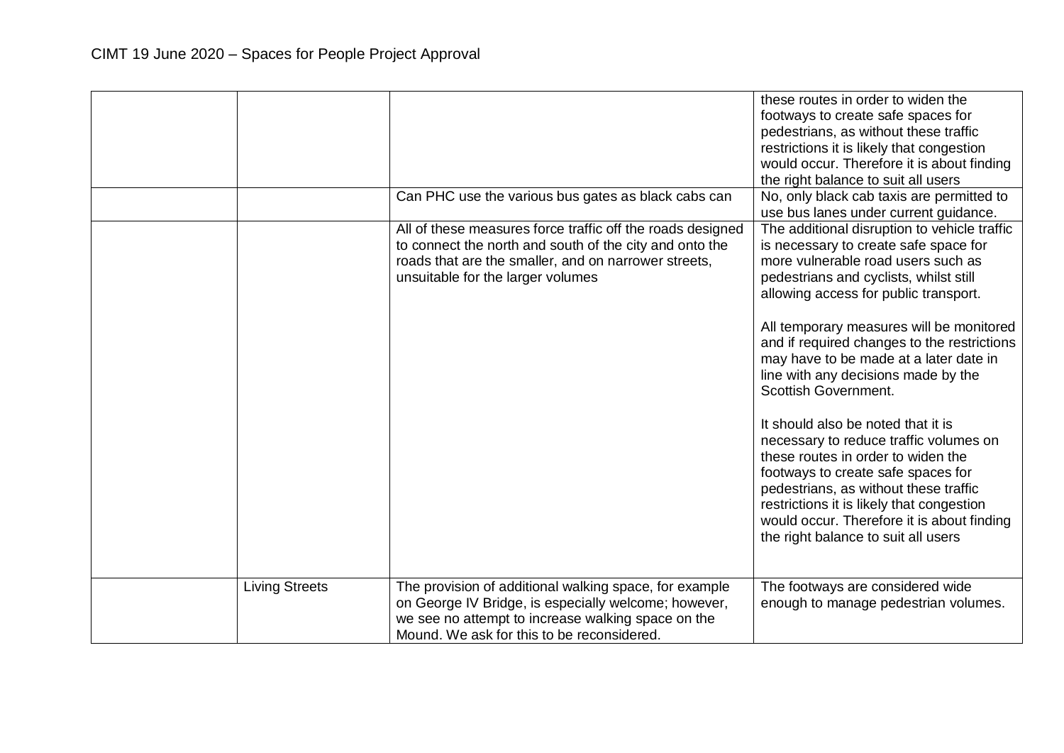| | | | these routes in order to widen the footways to create safe spaces for pedestrians, as without these traffic restrictions it is likely that congestion would occur. Therefore it is about finding the right balance to suit all users |
|---|---|---|---|
| | | Can PHC use the various bus gates as black cabs can | No, only black cab taxis are permitted to use bus lanes under current guidance. |
| | | All of these measures force traffic off the roads designed to connect the north and south of the city and onto the roads that are the smaller, and on narrower streets, unsuitable for the larger volumes | The additional disruption to vehicle traffic is necessary to create safe space for more vulnerable road users such as pedestrians and cyclists, whilst still allowing access for public transport.<br><br>All temporary measures will be monitored and if required changes to the restrictions may have to be made at a later date in line with any decisions made by the Scottish Government.<br><br>It should also be noted that it is necessary to reduce traffic volumes on these routes in order to widen the footways to create safe spaces for pedestrians, as without these traffic restrictions it is likely that congestion would occur. Therefore it is about finding the right balance to suit all users |
| | Living Streets | The provision of additional walking space, for example on George IV Bridge, is especially welcome; however, we see no attempt to increase walking space on the Mound. We ask for this to be reconsidered. | The footways are considered wide enough to manage pedestrian volumes. |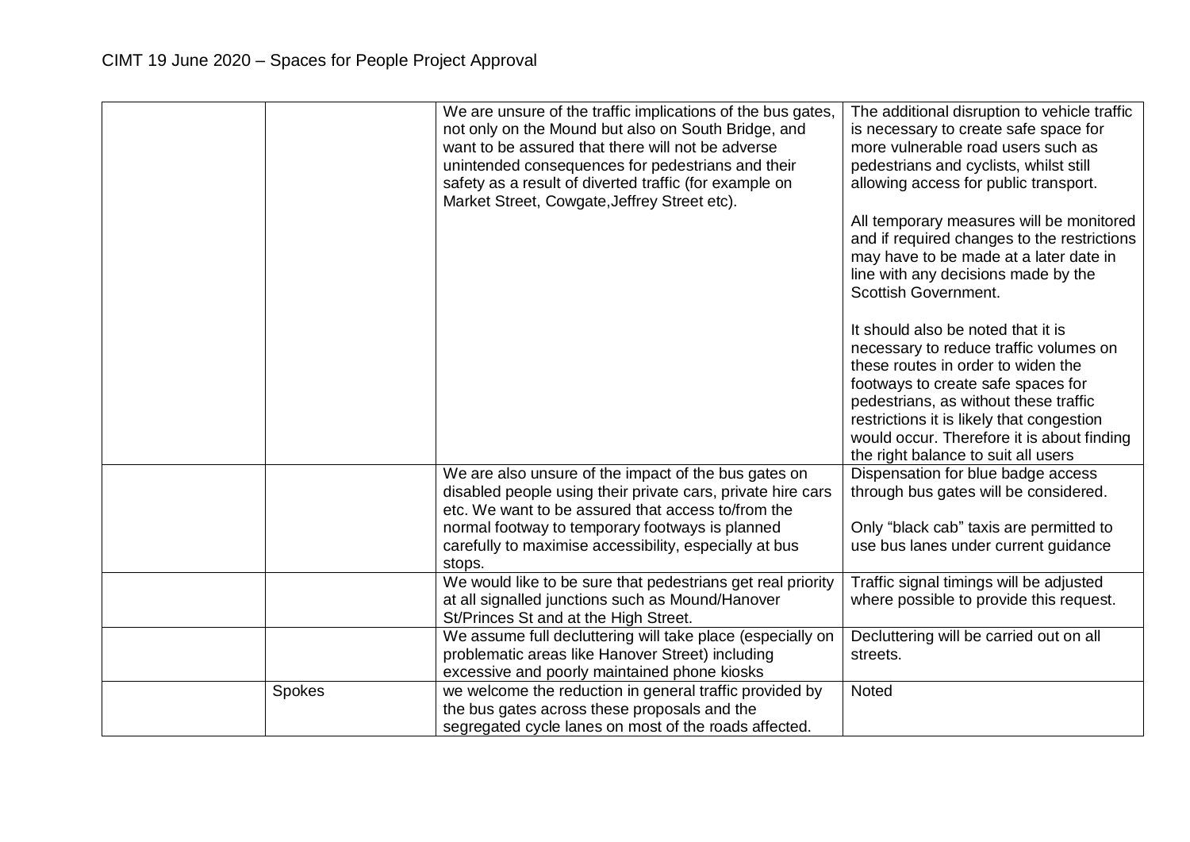| | | | |
|---|---|---|---|
| | | We are unsure of the traffic implications of the bus gates, not only on the Mound but also on South Bridge, and want to be assured that there will not be adverse unintended consequences for pedestrians and their safety as a result of diverted traffic (for example on Market Street, Cowgate,Jeffrey Street etc). | The additional disruption to vehicle traffic is necessary to create safe space for more vulnerable road users such as pedestrians and cyclists, whilst still allowing access for public transport.<br><br>All temporary measures will be monitored and if required changes to the restrictions may have to be made at a later date in line with any decisions made by the Scottish Government.<br><br>It should also be noted that it is necessary to reduce traffic volumes on these routes in order to widen the footways to create safe spaces for pedestrians, as without these traffic restrictions it is likely that congestion would occur. Therefore it is about finding the right balance to suit all users |
| | | We are also unsure of the impact of the bus gates on disabled people using their private cars, private hire cars etc. We want to be assured that access to/from the normal footway to temporary footways is planned carefully to maximise accessibility, especially at bus stops. | Dispensation for blue badge access through bus gates will be considered.<br><br>Only "black cab" taxis are permitted to use bus lanes under current guidance |
| | | We would like to be sure that pedestrians get real priority at all signalled junctions such as Mound/Hanover St/Princes St and at the High Street. | Traffic signal timings will be adjusted where possible to provide this request. |
| | | We assume full decluttering will take place (especially on problematic areas like Hanover Street) including excessive and poorly maintained phone kiosks | Decluttering will be carried out on all streets. |
| | Spokes | we welcome the reduction in general traffic provided by the bus gates across these proposals and the segregated cycle lanes on most of the roads affected. | Noted |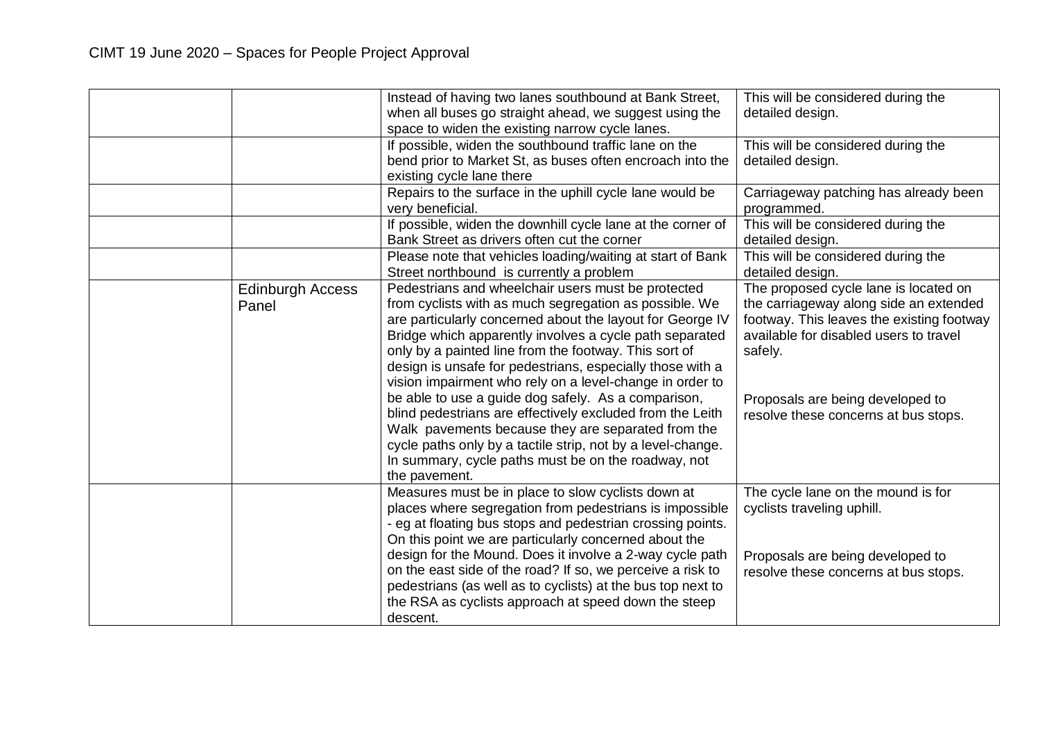CIMT 19 June 2020 – Spaces for People Project Approval

| | | | |
|---|---|---|---|
| | | Instead of having two lanes southbound at Bank Street, when all buses go straight ahead, we suggest using the space to widen the existing narrow cycle lanes. | This will be considered during the detailed design. |
| | | If possible, widen the southbound traffic lane on the bend prior to Market St, as buses often encroach into the existing cycle lane there | This will be considered during the detailed design. |
| | | Repairs to the surface in the uphill cycle lane would be very beneficial. | Carriageway patching has already been programmed. |
| | | If possible, widen the downhill cycle lane at the corner of Bank Street as drivers often cut the corner | This will be considered during the detailed design. |
| | | Please note that vehicles loading/waiting at start of Bank Street northbound is currently a problem | This will be considered during the detailed design. |
| | Edinburgh Access Panel | Pedestrians and wheelchair users must be protected from cyclists with as much segregation as possible. We are particularly concerned about the layout for George IV Bridge which apparently involves a cycle path separated only by a painted line from the footway. This sort of design is unsafe for pedestrians, especially those with a vision impairment who rely on a level-change in order to be able to use a guide dog safely. As a comparison, blind pedestrians are effectively excluded from the Leith Walk pavements because they are separated from the cycle paths only by a tactile strip, not by a level-change. In summary, cycle paths must be on the roadway, not the pavement. | The proposed cycle lane is located on the carriageway along side an extended footway. This leaves the existing footway available for disabled users to travel safely.<br><br>Proposals are being developed to resolve these concerns at bus stops. |
| | | Measures must be in place to slow cyclists down at places where segregation from pedestrians is impossible - eg at floating bus stops and pedestrian crossing points. On this point we are particularly concerned about the design for the Mound. Does it involve a 2-way cycle path on the east side of the road? If so, we perceive a risk to pedestrians (as well as to cyclists) at the bus top next to the RSA as cyclists approach at speed down the steep descent. | The cycle lane on the mound is for cyclists traveling uphill.<br><br>Proposals are being developed to resolve these concerns at bus stops. |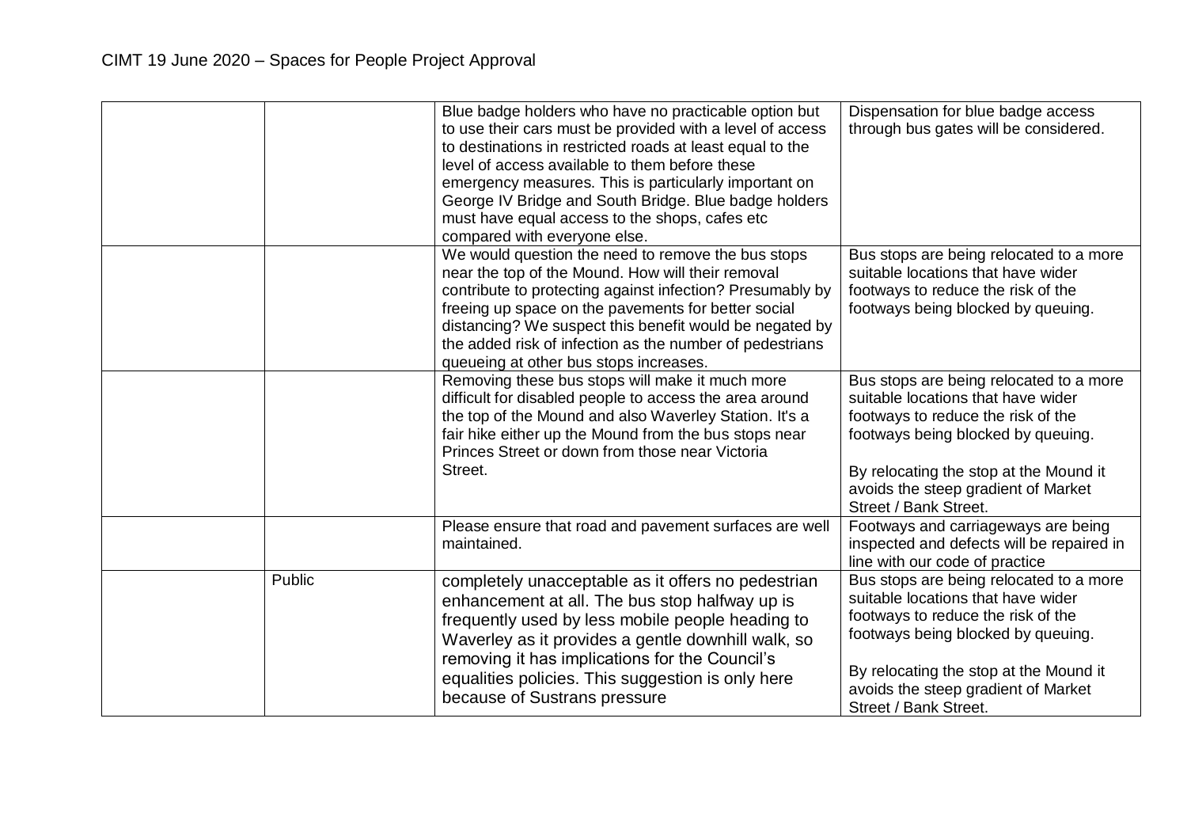| | | | |
|---|---|---|---|
| | | Blue badge holders who have no practicable option but to use their cars must be provided with a level of access to destinations in restricted roads at least equal to the level of access available to them before these emergency measures. This is particularly important on George IV Bridge and South Bridge. Blue badge holders must have equal access to the shops, cafes etc compared with everyone else. | Dispensation for blue badge access through bus gates will be considered. |
| | | We would question the need to remove the bus stops near the top of the Mound. How will their removal contribute to protecting against infection? Presumably by freeing up space on the pavements for better social distancing? We suspect this benefit would be negated by the added risk of infection as the number of pedestrians queueing at other bus stops increases. | Bus stops are being relocated to a more suitable locations that have wider footways to reduce the risk of the footways being blocked by queuing. |
| | | Removing these bus stops will make it much more difficult for disabled people to access the area around the top of the Mound and also Waverley Station. It's a fair hike either up the Mound from the bus stops near Princes Street or down from those near Victoria Street. | Bus stops are being relocated to a more suitable locations that have wider footways to reduce the risk of the footways being blocked by queuing.<br><br>By relocating the stop at the Mound it avoids the steep gradient of Market Street / Bank Street. |
| | | Please ensure that road and pavement surfaces are well maintained. | Footways and carriageways are being inspected and defects will be repaired in line with our code of practice |
| | Public | completely unacceptable as it offers no pedestrian enhancement at all. The bus stop halfway up is frequently used by less mobile people heading to Waverley as it provides a gentle downhill walk, so removing it has implications for the Council's equalities policies. This suggestion is only here because of Sustrans pressure | Bus stops are being relocated to a more suitable locations that have wider footways to reduce the risk of the footways being blocked by queuing.<br><br>By relocating the stop at the Mound it avoids the steep gradient of Market Street / Bank Street. |